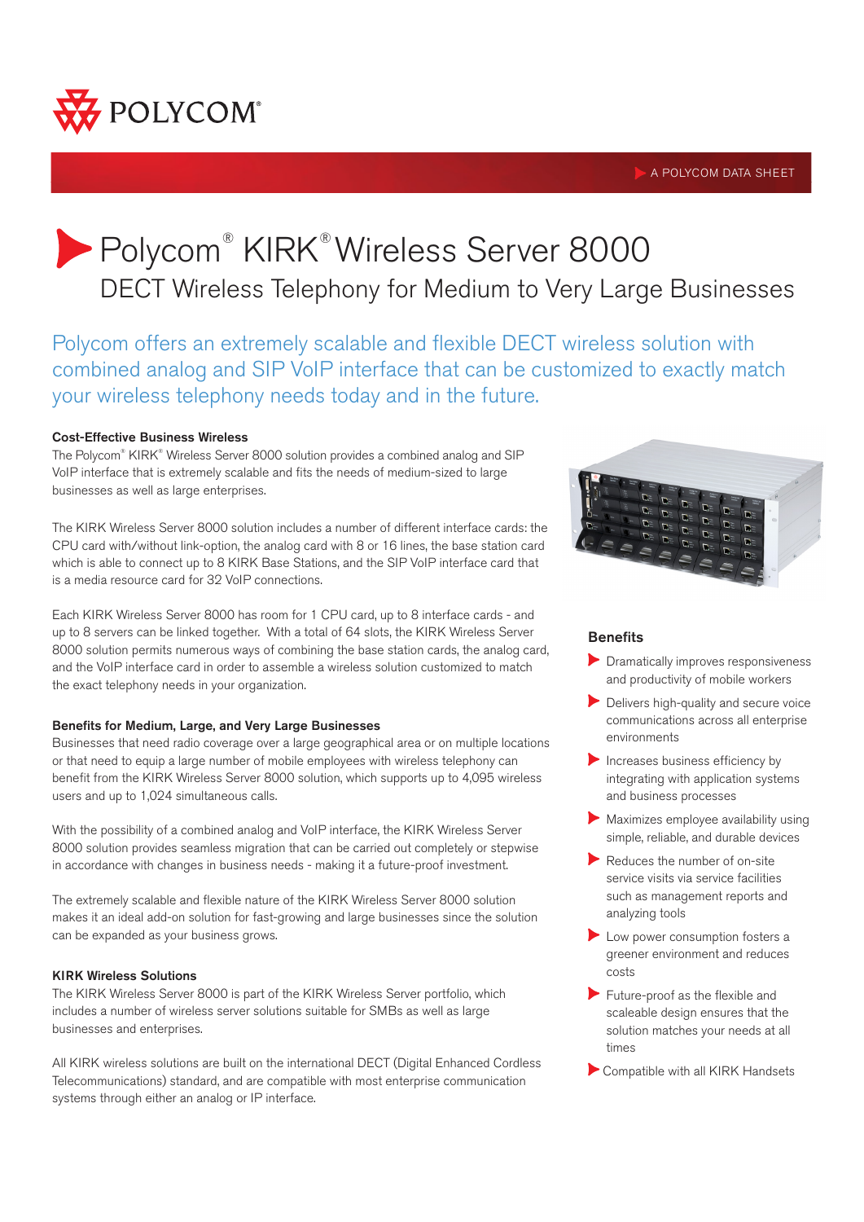POLYCOM®

A POLYCOM DATA SHEET

# Polycom® KIRK® Wireless Server 8000

## DECT Wireless Telephony for Medium to Very Large Businesses

Polycom offers an extremely scalable and flexible DECT wireless solution with combined analog and SIP VoIP interface that can be customized to exactly match your wireless telephony needs today and in the future.

### Cost-Effective Business Wireless

The Polycom® KIRK® Wireless Server 8000 solution provides a combined analog and SIP VoIP interface that is extremely scalable and fits the needs of medium-sized to large businesses as well as large enterprises.

The KIRK Wireless Server 8000 solution includes a number of different interface cards: the CPU card with/without link-option, the analog card with 8 or 16 lines, the base station card which is able to connect up to 8 KIRK Base Stations, and the SIP VoIP interface card that is a media resource card for 32 VoIP connections.

Each KIRK Wireless Server 8000 has room for 1 CPU card, up to 8 interface cards - and up to 8 servers can be linked together. With a total of 64 slots, the KIRK Wireless Server 8000 solution permits numerous ways of combining the base station cards, the analog card, and the VoIP interface card in order to assemble a wireless solution customized to match the exact telephony needs in your organization.

### Benefits for Medium, Large, and Very Large Businesses

Businesses that need radio coverage over a large geographical area or on multiple locations or that need to equip a large number of mobile employees with wireless telephony can benefit from the KIRK Wireless Server 8000 solution, which supports up to 4,095 wireless users and up to 1,024 simultaneous calls.

With the possibility of a combined analog and VoIP interface, the KIRK Wireless Server 8000 solution provides seamless migration that can be carried out completely or stepwise in accordance with changes in business needs - making it a future-proof investment.

The extremely scalable and flexible nature of the KIRK Wireless Server 8000 solution makes it an ideal add-on solution for fast-growing and large businesses since the solution can be expanded as your business grows.

### KIRK Wireless Solutions

The KIRK Wireless Server 8000 is part of the KIRK Wireless Server portfolio, which includes a number of wireless server solutions suitable for SMBs as well as large businesses and enterprises.

All KIRK wireless solutions are built on the international DECT (Digital Enhanced Cordless Telecommunications) standard, and are compatible with most enterprise communication systems through either an analog or IP interface.

### Benefits

- Dramatically improves responsiveness and productivity of mobile workers
- Delivers high-quality and secure voice communications across all enterprise environments
- Increases business efficiency by integrating with application systems and business processes
- Maximizes employee availability using simple, reliable, and durable devices
- Reduces the number of on-site service visits via service facilities such as management reports and analyzing tools
- Low power consumption fosters a greener environment and reduces costs
- Future-proof as the flexible and scaleable design ensures that the solution matches your needs at all times
- Compatible with all KIRK Handsets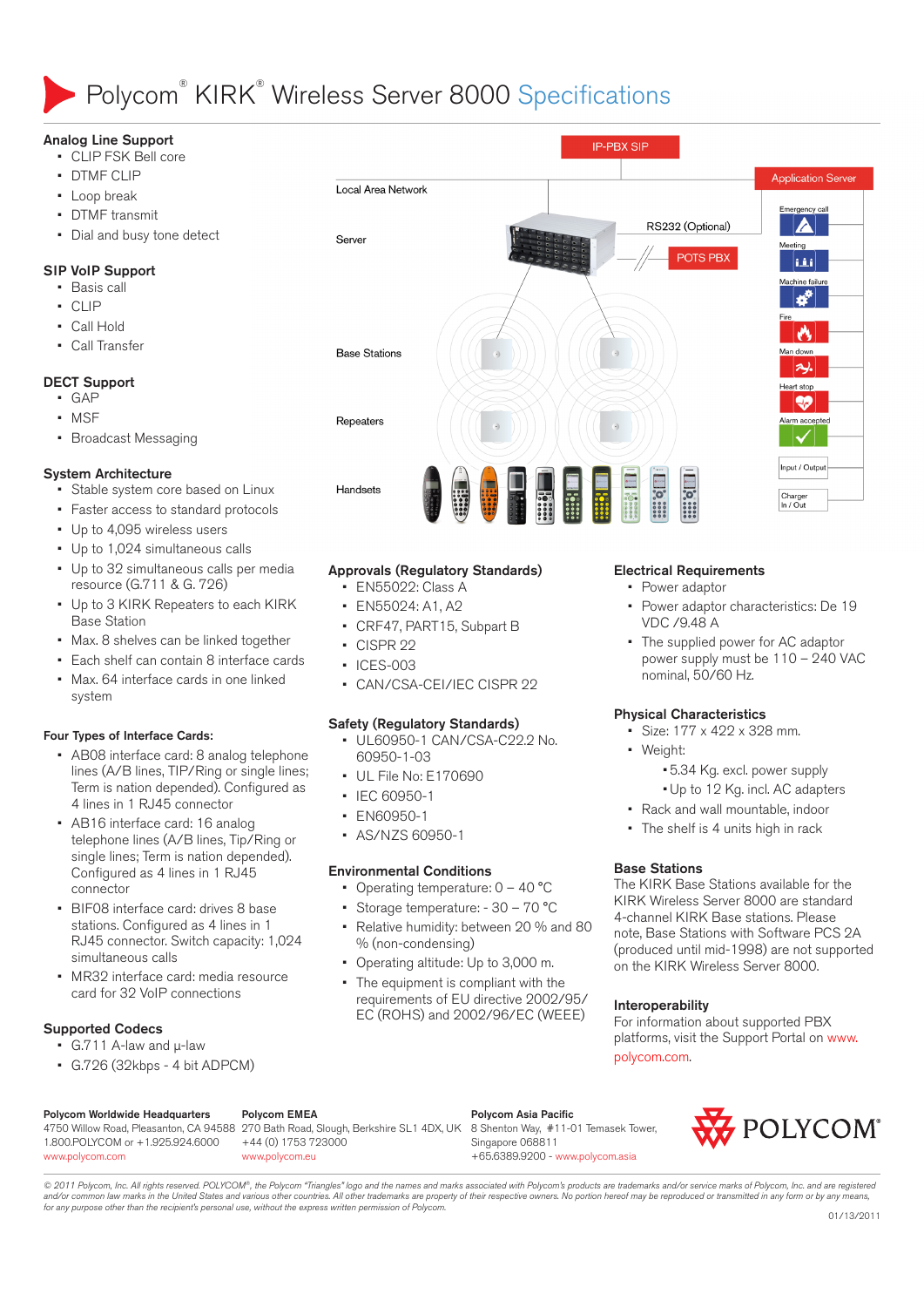# Polycom® KIRK® Wireless Server 8000 Specifications

### Analog Line Support

- CLIP FSK Bell core
- DTMF CLIP
- Loop break
- DTMF transmit
- Dial and busy tone detect

### SIP VoIP Support

- Basis call
- CLIP
- Call Hold
- Call Transfer

### DECT Support

- GAP
- MSF
- Broadcast Messaging

### System Architecture

- Stable system core based on Linux
- Faster access to standard protocols
- Up to 4,095 wireless users
- Up to 1,024 simultaneous calls
- Up to 32 simultaneous calls per media resource (G.711 & G. 726)
- Up to 3 KIRK Repeaters to each KIRK Base Station
- Max. 8 shelves can be linked together
- Each shelf can contain 8 interface cards
- Max. 64 interface cards in one linked system

### Four Types of Interface Cards:

- AB08 interface card: 8 analog telephone lines (A/B lines, TIP/Ring or single lines; Term is nation depended). Configured as 4 lines in 1 RJ45 connector
- AB16 interface card: 16 analog telephone lines (A/B lines, Tip/Ring or single lines; Term is nation depended). Configured as 4 lines in 1 RJ45 connector
- BIF08 interface card: drives 8 base stations. Configured as 4 lines in 1 RJ45 connector. Switch capacity: 1,024 simultaneous calls
- MR32 interface card: media resource card for 32 VoIP connections

### Supported Codecs

- G.711 A-law and μ-law
- G.726 (32kbps - 4 bit ADPCM)

IP-PBX SIP

Application Server

Local Area Network

Server

RS232 (Optional)

POTS PBX

Base Stations

Repeaters

Handsets

Emergency call

Meeting

Machine failure

Fire

Man down

Heart stop

Alarm accepted

Input / Output

Charger In / Out

### Approvals (Regulatory Standards)

- EN55022: Class A
- EN55024: A1, A2
- CRF47, PART15, Subpart B
- CISPR 22
- ICES-003
- CAN/CSA-CEI/IEC CISPR 22

### Safety (Regulatory Standards)

- UL60950-1 CAN/CSA-C22.2 No. 60950-1-03
- UL File No: E170690
- IEC 60950-1
- EN60950-1
- AS/NZS 60950-1

### Environmental Conditions

- Operating temperature: 0 – 40 °C
- Storage temperature: - 30 – 70 °C
- Relative humidity: between 20 % and 80 % (non-condensing)
- Operating altitude: Up to 3,000 m.
- The equipment is compliant with the requirements of EU directive 2002/95/EC (ROHS) and 2002/96/EC (WEEE)

### Electrical Requirements

- Power adaptor
- Power adaptor characteristics: De 19 VDC /9.48 A
- The supplied power for AC adaptor power supply must be 110 – 240 VAC nominal, 50/60 Hz.

### Physical Characteristics

- Size: 177 x 422 x 328 mm.
- Weight:
  - 5.34 Kg. excl. power supply
  - Up to 12 Kg. incl. AC adapters
- Rack and wall mountable, indoor
- The shelf is 4 units high in rack

### Base Stations

The KIRK Base Stations available for the KIRK Wireless Server 8000 are standard 4-channel KIRK Base stations. Please note, Base Stations with Software PCS 2A (produced until mid-1998) are not supported on the KIRK Wireless Server 8000.

### Interoperability

For information about supported PBX platforms, visit the Support Portal on www.polycom.com.

**Polycom Worldwide Headquarters**
4750 Willow Road, Pleasanton, CA 94588
1.800.POLYCOM or +1.925.924.6000
www.polycom.com

**Polycom EMEA**
270 Bath Road, Slough, Berkshire SL1 4DX, UK
+44 (0) 1753 723000
www.polycom.eu

**Polycom Asia Pacific**
8 Shenton Way, #11-01 Temasek Tower,
Singapore 068811
+65.6389.9200 - www.polycom.asia

POLYCOM®

*© 2011 Polycom, Inc. All rights reserved. POLYCOM®, the Polycom "Triangles" logo and the names and marks associated with Polycom's products are trademarks and/or service marks of Polycom, Inc. and are registered and/or common law marks in the United States and various other countries. All other trademarks are property of their respective owners. No portion hereof may be reproduced or transmitted in any form or by any means, for any purpose other than the recipient's personal use, without the express written permission of Polycom.*

01/13/2011